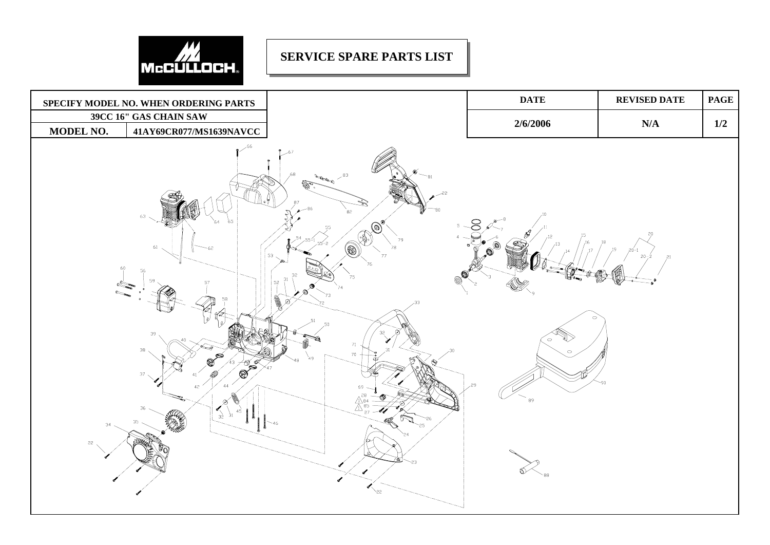McCULLOCH

# SERVICE SPARE PARTS LIST

| SPECIFY MODEL NO. WHEN ORDERING PARTS | | DATE | REVISED DATE | PAGE |
|---|---|---|---|---|
| 39CC 16" GAS CHAIN SAW | | 2/6/2006 | N/A | 1/2 |
| MODEL NO. | 41AY69CR077/MS1639NAVCC | | | |

66
67
68
83
81
22
87
86
82
80
63
64
65
55
54
55-1
55-2
79
78
77
76
75
74
73
72
61
62
53
60
56
59
57
58
52
31
32
51
50
49
48
47
39
40
38
41
43
37
42
44
36
35
34
22
45
46
31
32
33
71
70
69
28
84
85
27
26
25
24
23
22
30
29
1
2
3
4
5
6
7
8
9
10
11
12
13
14
15
16
17
18
19
20
20-1
20-2
21
89
90
88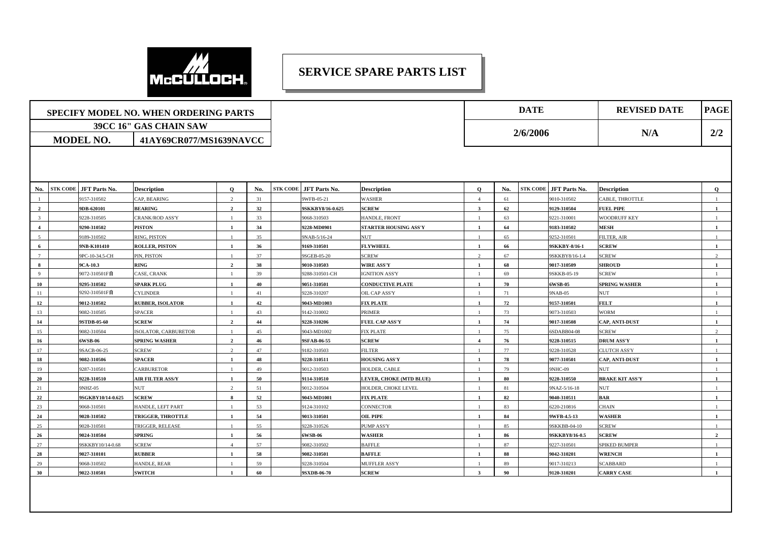McCULLOCH

# SERVICE SPARE PARTS LIST

| SPECIFY MODEL NO. WHEN ORDERING PARTS | | DATE | REVISED DATE | PAGE |
|---|---|---|---|---|
| 39CC 16" GAS CHAIN SAW | | 2/6/2006 | N/A | 2/2 |
| MODEL NO. | 41AY69CR077/MS1639NAVCC | | | |

| No. | STK CODE | JFT Parts No. | Description | Q | No. | STK CODE | JFT Parts No. | Description | Q | No. | STK CODE | JFT Parts No. | Description | Q |
|---|---|---|---|---|---|---|---|---|---|---|---|---|---|---|
| 1 | | 9157-310502 | CAP, BEARING | 2 | 31 | | 9WFB-05-21 | WASHER | 4 | 61 | | 9010-310502 | CABLE, THROTTLE | 1 |
| **2** | | **9DB-620101** | **BEARING** | **2** | **32** | | **9SKKBY8/16-0.625** | **SCREW** | **3** | **62** | | **9129-310504** | **FUEL PIPE** | **1** |
| 3 | | 9228-310505 | CRANK/ROD ASS'Y | 1 | 33 | | 9068-310503 | HANDLE, FRONT | 1 | 63 | | 9221-310001 | WOODRUFF KEY | 1 |
| **4** | | **9290-310502** | **PISTON** | **1** | **34** | | **9228-MD0901** | **STARTER HOUSING ASS'Y** | **1** | **64** | | **9183-310502** | **MESH** | **1** |
| 5 | | 9189-310502 | RING, PISTON | 1 | 35 | | 9NAB-5/16-24 | NUT | 1 | 65 | | 9252-310501 | FILTER, AIR | 1 |
| **6** | | **9NB-K101410** | **ROLLER, PISTON** | **1** | **36** | | **9169-310501** | **FLYWHEEL** | **1** | **66** | | **9SKKBY-8/16-1** | **SCREW** | **1** |
| 7 | | 9PC-10-34.5-CH | PIN, PISTON | 1 | 37 | | 9SGEB-05-20 | SCREW | 2 | 67 | | 9SKKBY8/16-1.4 | SCREW | 2 |
| **8** | | **9CA-10.3** | **RING** | **2** | **38** | | **9010-310503** | **WIRE ASS'Y** | **1** | **68** | | **9017-310509** | **SHROUD** | **1** |
| 9 | | 9072-310501F自 | CASE, CRANK | 1 | 39 | | 9288-310501-CH | IGNITION ASS'Y | 1 | 69 | | 9SKKB-05-19 | SCREW | 1 |
| **10** | | **9295-310502** | **SPARK PLUG** | **1** | **40** | | **9051-310501** | **CONDUCTIVE PLATE** | **1** | **70** | | **6WSB-05** | **SPRING WASHER** | **1** |
| 11 | | 9292-310501F自 | CYLINDER | 1 | 41 | | 9228-310207 | OIL CAP ASS'Y | 1 | 71 | | 9NAB-05 | NUT | 1 |
| **12** | | **9012-310502** | **RUBBER, ISOLATOR** | **1** | **42** | | **9043-MD1003** | **FIX PLATE** | **1** | **72** | | **9157-310501** | **FELT** | **1** |
| 13 | | 9082-310505 | SPACER | 1 | 43 | | 9142-310002 | PRIMER | 1 | 73 | | 9073-310503 | WORM | 1 |
| **14** | | **9STDB-05-60** | **SCREW** | **2** | **44** | | **9228-310206** | **FUEL CAP ASS'Y** | **1** | **74** | | **9017-310508** | **CAP, ANTI-DUST** | **1** |
| 15 | | 9082-310504 | ISOLATOR, CARBURETOR | 1 | 45 | | 9043-MD1002 | FIX PLATE | 1 | 75 | | 6SDABB04-08 | SCREW | 2 |
| **16** | | **6WSB-06** | **SPRING WASHER** | **2** | **46** | | **9SFAB-06-55** | **SCREW** | **4** | **76** | | **9228-310515** | **DRUM ASS'Y** | **1** |
| 17 | | 9SACB-06-25 | SCREW | 2 | 47 | | 9182-310503 | FILTER | 1 | 77 | | 9228-310528 | CLUTCH ASS'Y | 1 |
| **18** | | **9082-310506** | **SPACER** | **1** | **48** | | **9228-310511** | **HOUSING ASS'Y** | **1** | **78** | | **9077-310501** | **CAP, ANTI-DUST** | **1** |
| 19 | | 9287-310501 | CARBURETOR | 1 | 49 | | 9012-310503 | HOLDER, CABLE | 1 | 79 | | 9NHC-09 | NUT | 1 |
| **20** | | **9228-310510** | **AIR FILTER ASS/Y** | **1** | **50** | | **9114-310510** | **LEVER, CHOKE (MTD BLUE)** | **1** | **80** | | **9228-310550** | **BRAKE KIT ASS'Y** | **1** |
| 21 | | 9NHZ-05 | NUT | 2 | 51 | | 9012-310504 | HOLDER, CHOKE LEVEL | 1 | 81 | | 9NAZ-5/16-18 | NUT | 1 |
| **22** | | **9SGKBY10/14-0.625** | **SCREW** | **8** | **52** | | **9043-MD1001** | **FIX PLATE** | **1** | **82** | | **9040-310511** | **BAR** | **1** |
| 23 | | 9068-310501 | HANDLE, LEFT PART | 1 | 53 | | 9124-310102 | CONNECTOR | 1 | 83 | | 6220-210816 | CHAIN | 1 |
| **24** | | **9028-310502** | **TRIGGER, THROTTLE** | **1** | **54** | | **9013-310501** | **OIL PIPE** | **1** | **84** | | **9WFB-4.5-13** | **WASHER** | **1** |
| 25 | | 9028-310501 | TRIGGER, RELEASE | 1 | 55 | | 9228-310526 | PUMP ASS'Y | 1 | 85 | | 9SKKBB-04-10 | SCREW | 1 |
| **26** | | **9024-310504** | **SPRING** | **1** | **56** | | **6WSB-06** | **WASHER** | **1** | **86** | | **9SKKBY8/16-0.5** | **SCREW** | **2** |
| 27 | | 9SKKBY10/14-0.68 | SCREW | 4 | 57 | | 9082-310502 | BAFFLE | 1 | 87 | | 9227-310501 | SPIKED BUMPER | 1 |
| **28** | | **9027-310101** | **RUBBER** | **1** | **58** | | **9082-310501** | **BAFFLE** | **1** | **88** | | **9042-310201** | **WRENCH** | **1** |
| 29 | | 9068-310502 | HANDLE, REAR | 1 | 59 | | 9228-310504 | MUFFLER ASS'Y | 1 | 89 | | 9017-310213 | SCABBARD | 1 |
| **30** | | **9022-310501** | **SWITCH** | **1** | **60** | | **9SXDB-06-70** | **SCREW** | **3** | **90** | | **9120-310201** | **CARRY CASE** | **1** |